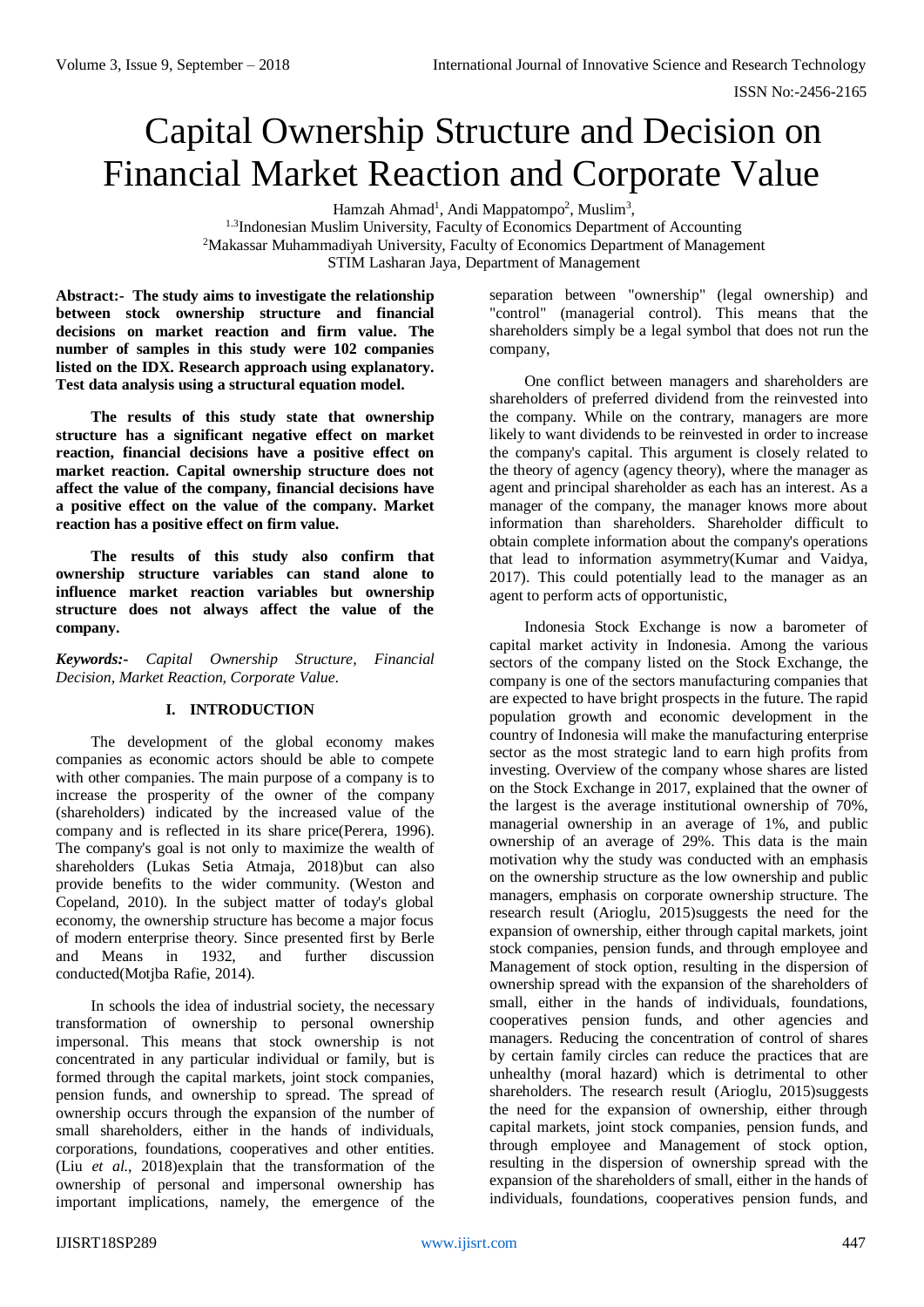# Capital Ownership Structure and Decision on Financial Market Reaction and Corporate Value

Hamzah Ahmad[1], Andi Mappatompo[2], Muslim[3],
[1,3]Indonesian Muslim University, Faculty of Economics Department of Accounting
[2]Makassar Muhammadiyah University, Faculty of Economics Department of Management
STIM Lasharan Jaya, Department of Management

**Abstract:- The study aims to investigate the relationship between stock ownership structure and financial decisions on market reaction and firm value. The number of samples in this study were 102 companies listed on the IDX. Research approach using explanatory. Test data analysis using a structural equation model.**

**The results of this study state that ownership structure has a significant negative effect on market reaction, financial decisions have a positive effect on market reaction. Capital ownership structure does not affect the value of the company, financial decisions have a positive effect on the value of the company. Market reaction has a positive effect on firm value.**

**The results of this study also confirm that ownership structure variables can stand alone to influence market reaction variables but ownership structure does not always affect the value of the company.**

***Keywords:-*** *Capital Ownership Structure, Financial Decision, Market Reaction, Corporate Value.*

## I. INTRODUCTION

The development of the global economy makes companies as economic actors should be able to compete with other companies. The main purpose of a company is to increase the prosperity of the owner of the company (shareholders) indicated by the increased value of the company and is reflected in its share price(Perera, 1996). The company's goal is not only to maximize the wealth of shareholders (Lukas Setia Atmaja, 2018)but can also provide benefits to the wider community. (Weston and Copeland, 2010). In the subject matter of today's global economy, the ownership structure has become a major focus of modern enterprise theory. Since presented first by Berle and Means in 1932, and further discussion conducted(Motjba Rafie, 2014).

In schools the idea of industrial society, the necessary transformation of ownership to personal ownership impersonal. This means that stock ownership is not concentrated in any particular individual or family, but is formed through the capital markets, joint stock companies, pension funds, and ownership to spread. The spread of ownership occurs through the expansion of the number of small shareholders, either in the hands of individuals, corporations, foundations, cooperatives and other entities. (Liu *et al.*, 2018)explain that the transformation of the ownership of personal and impersonal ownership has important implications, namely, the emergence of the separation between "ownership" (legal ownership) and "control" (managerial control). This means that the shareholders simply be a legal symbol that does not run the company,

One conflict between managers and shareholders are shareholders of preferred dividend from the reinvested into the company. While on the contrary, managers are more likely to want dividends to be reinvested in order to increase the company's capital. This argument is closely related to the theory of agency (agency theory), where the manager as agent and principal shareholder as each has an interest. As a manager of the company, the manager knows more about information than shareholders. Shareholder difficult to obtain complete information about the company's operations that lead to information asymmetry(Kumar and Vaidya, 2017). This could potentially lead to the manager as an agent to perform acts of opportunistic,

Indonesia Stock Exchange is now a barometer of capital market activity in Indonesia. Among the various sectors of the company listed on the Stock Exchange, the company is one of the sectors manufacturing companies that are expected to have bright prospects in the future. The rapid population growth and economic development in the country of Indonesia will make the manufacturing enterprise sector as the most strategic land to earn high profits from investing. Overview of the company whose shares are listed on the Stock Exchange in 2017, explained that the owner of the largest is the average institutional ownership of 70%, managerial ownership in an average of 1%, and public ownership of an average of 29%. This data is the main motivation why the study was conducted with an emphasis on the ownership structure as the low ownership and public managers, emphasis on corporate ownership structure. The research result (Arioglu, 2015)suggests the need for the expansion of ownership, either through capital markets, joint stock companies, pension funds, and through employee and Management of stock option, resulting in the dispersion of ownership spread with the expansion of the shareholders of small, either in the hands of individuals, foundations, cooperatives pension funds, and other agencies and managers. Reducing the concentration of control of shares by certain family circles can reduce the practices that are unhealthy (moral hazard) which is detrimental to other shareholders. The research result (Arioglu, 2015)suggests the need for the expansion of ownership, either through capital markets, joint stock companies, pension funds, and through employee and Management of stock option, resulting in the dispersion of ownership spread with the expansion of the shareholders of small, either in the hands of individuals, foundations, cooperatives pension funds, and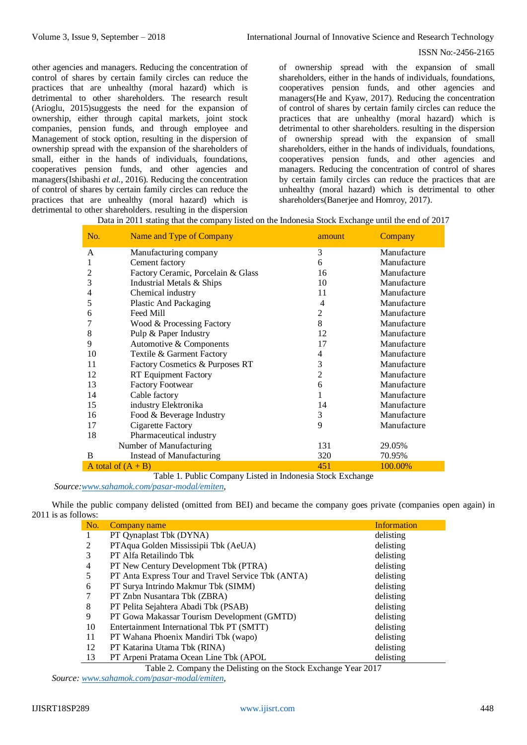other agencies and managers. Reducing the concentration of control of shares by certain family circles can reduce the practices that are unhealthy (moral hazard) which is detrimental to other shareholders. The research result (Arioglu, 2015)suggests the need for the expansion of ownership, either through capital markets, joint stock companies, pension funds, and through employee and Management of stock option, resulting in the dispersion of ownership spread with the expansion of the shareholders of small, either in the hands of individuals, foundations, cooperatives pension funds, and other agencies and managers(Ishibashi *et al.*, 2016). Reducing the concentration of control of shares by certain family circles can reduce the practices that are unhealthy (moral hazard) which is detrimental to other shareholders. resulting in the dispersion of ownership spread with the expansion of small shareholders, either in the hands of individuals, foundations, cooperatives pension funds, and other agencies and managers(He and Kyaw, 2017). Reducing the concentration of control of shares by certain family circles can reduce the practices that are unhealthy (moral hazard) which is detrimental to other shareholders. resulting in the dispersion of ownership spread with the expansion of small shareholders, either in the hands of individuals, foundations, cooperatives pension funds, and other agencies and managers. Reducing the concentration of control of shares by certain family circles can reduce the practices that are unhealthy (moral hazard) which is detrimental to other shareholders(Banerjee and Homroy, 2017).

Data in 2011 stating that the company listed on the Indonesia Stock Exchange until the end of 2017

| No. | Name and Type of Company | amount | Company |
|---|---|---|---|
| A | Manufacturing company | 3 | Manufacture |
| 1 | Cement factory | 6 | Manufacture |
| 2 | Factory Ceramic, Porcelain & Glass | 16 | Manufacture |
| 3 | Industrial Metals & Ships | 10 | Manufacture |
| 4 | Chemical industry | 11 | Manufacture |
| 5 | Plastic And Packaging | 4 | Manufacture |
| 6 | Feed Mill | 2 | Manufacture |
| 7 | Wood & Processing Factory | 8 | Manufacture |
| 8 | Pulp & Paper Industry | 12 | Manufacture |
| 9 | Automotive & Components | 17 | Manufacture |
| 10 | Textile & Garment Factory | 4 | Manufacture |
| 11 | Factory Cosmetics & Purposes RT | 3 | Manufacture |
| 12 | RT Equipment Factory | 2 | Manufacture |
| 13 | Factory Footwear | 6 | Manufacture |
| 14 | Cable factory | 1 | Manufacture |
| 15 | industry Elektronika | 14 | Manufacture |
| 16 | Food & Beverage Industry | 3 | Manufacture |
| 17 | Cigarette Factory | 9 | Manufacture |
| 18 | Pharmaceutical industry | | |
| | Number of Manufacturing | 131 | 29.05% |
| B | Instead of Manufacturing | 320 | 70.95% |
| A total of (A + B) | | 451 | 100.00% |

Table 1. Public Company Listed in Indonesia Stock Exchange

*Source:[www.sahamok.com/pasar-modal/emiten](www.sahamok.com/pasar-modal/emiten),*

While the public company delisted (omitted from BEI) and became the company goes private (companies open again) in 2011 is as follows:

| No. | Company name | Information |
|---|---|---|
| 1 | PT Qynaplast Tbk (DYNA) | delisting |
| 2 | PTAqua Golden Mississipii Tbk (AeUA) | delisting |
| 3 | PT Alfa Retailindo Tbk | delisting |
| 4 | PT New Century Development Tbk (PTRA) | delisting |
| 5 | PT Anta Express Tour and Travel Service Tbk (ANTA) | delisting |
| 6 | PT Surya Intrindo Makmur Tbk (SIMM) | delisting |
| 7 | PT Znbn Nusantara Tbk (ZBRA) | delisting |
| 8 | PT Pelita Sejahtera Abadi Tbk (PSAB) | delisting |
| 9 | PT Gowa Makassar Tourism Development (GMTD) | delisting |
| 10 | Entertainment International Tbk PT (SMTT) | delisting |
| 11 | PT Wahana Phoenix Mandiri Tbk (wapo) | delisting |
| 12 | PT Katarina Utama Tbk (RINA) | delisting |
| 13 | PT Arpeni Pratama Ocean Line Tbk (APOL | delisting |

Table 2. Company the Delisting on the Stock Exchange Year 2017

*Source: [www.sahamok.com/pasar-modal/emiten](www.sahamok.com/pasar-modal/emiten),*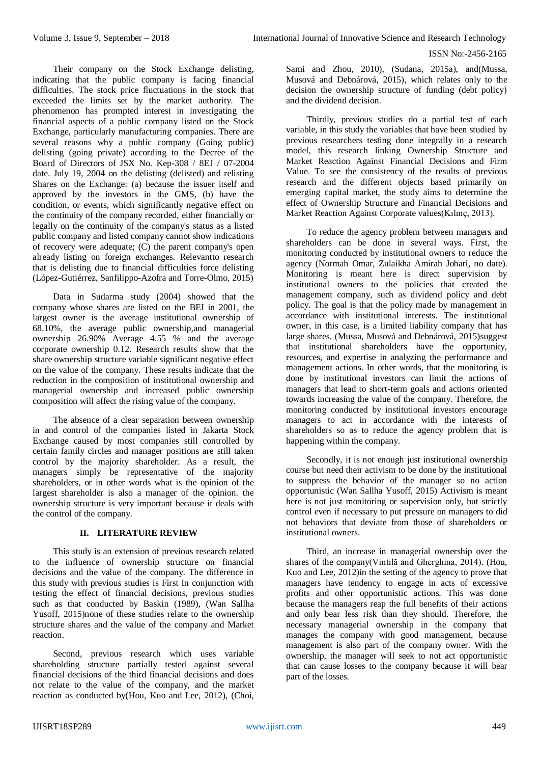Their company on the Stock Exchange delisting, indicating that the public company is facing financial difficulties. The stock price fluctuations in the stock that exceeded the limits set by the market authority. The phenomenon has prompted interest in investigating the financial aspects of a public company listed on the Stock Exchange, particularly manufacturing companies. There are several reasons why a public company (Going public) delisting (going private) according to the Decree of the Board of Directors of JSX No. Kep-308 / 8EJ / 07-2004 date. July 19, 2004 on the delisting (delisted) and relisting Shares on the Exchange: (a) because the issuer itself and approved by the investors in the GMS, (b) have the condition, or events, which significantly negative effect on the continuity of the company recorded, either financially or legally on the continuity of the company's status as a listed public company and listed company cannot show indications of recovery were adequate; (C) the parent company's open already listing on foreign exchanges. Relevantto research that is delisting due to financial difficulties force delisting (López-Gutiérrez, Sanfilippo-Azofra and Torre-Olmo, 2015)

Data in Sudarma study (2004) showed that the company whose shares are listed on the BEI in 2001, the largest owner is the average institutional ownership of 68.10%, the average public ownership,and managerial ownership 26.90% Average 4.55 % and the average corporate ownership 0.12. Research results show that the share ownership structure variable significant negative effect on the value of the company. These results indicate that the reduction in the composition of institutional ownership and managerial ownership and increased public ownership composition will affect the rising value of the company.

The absence of a clear separation between ownership in and control of the companies listed in Jakarta Stock Exchange caused by most companies still controlled by certain family circles and manager positions are still taken control by the majority shareholder. As a result, the managers simply be representative of the majority shareholders, or in other words what is the opinion of the largest shareholder is also a manager of the opinion. the ownership structure is very important because it deals with the control of the company.

## II. LITERATURE REVIEW

This study is an extension of previous research related to the influence of ownership structure on financial decisions and the value of the company. The difference in this study with previous studies is First In conjunction with testing the effect of financial decisions, previous studies such as that conducted by Baskin (1989), (Wan Sallha Yusoff, 2015)none of these studies relate to the ownership structure shares and the value of the company and Market reaction.

Second, previous research which uses variable shareholding structure partially tested against several financial decisions of the third financial decisions and does not relate to the value of the company, and the market reaction as conducted by(Hou, Kuo and Lee, 2012), (Choi, Sami and Zhou, 2010), (Sudana, 2015a), and(Mussa, Musová and Debnárová, 2015), which relates only to the decision the ownership structure of funding (debt policy) and the dividend decision.

Thirdly, previous studies do a partial test of each variable, in this study the variables that have been studied by previous researchers testing done integrally in a research model, this research linking Ownership Structure and Market Reaction Against Financial Decisions and Firm Value. To see the consistency of the results of previous research and the different objects based primarily on emerging capital market, the study aims to determine the effect of Ownership Structure and Financial Decisions and Market Reaction Against Corporate values(Kılınç, 2013).

To reduce the agency problem between managers and shareholders can be done in several ways. First, the monitoring conducted by institutional owners to reduce the agency (Normah Omar, Zulaikha Amirah Johari, no date). Monitoring is meant here is direct supervision by institutional owners to the policies that created the management company, such as dividend policy and debt policy. The goal is that the policy made by management in accordance with institutional interests. The institutional owner, in this case, is a limited liability company that has large shares. (Mussa, Musová and Debnárová, 2015)suggest that institutional shareholders have the opportunity, resources, and expertise in analyzing the performance and management actions. In other words, that the monitoring is done by institutional investors can limit the actions of managers that lead to short-term goals and actions oriented towards increasing the value of the company. Therefore, the monitoring conducted by institutional investors encourage managers to act in accordance with the interests of shareholders so as to reduce the agency problem that is happening within the company.

Secondly, it is not enough just institutional ownership course but need their activism to be done by the institutional to suppress the behavior of the manager so no action opportunistic (Wan Sallha Yusoff, 2015) Activism is meant here is not just monitoring or supervision only, but strictly control even if necessary to put pressure on managers to did not behaviors that deviate from those of shareholders or institutional owners.

Third, an increase in managerial ownership over the shares of the company(Vintilă and Gherghina, 2014). (Hou, Kuo and Lee, 2012)in the setting of the agency to prove that managers have tendency to engage in acts of excessive profits and other opportunistic actions. This was done because the managers reap the full benefits of their actions and only bear less risk than they should. Therefore, the necessary managerial ownership in the company that manages the company with good management, because management is also part of the company owner. With the ownership, the manager will seek to not act opportunistic that can cause losses to the company because it will bear part of the losses.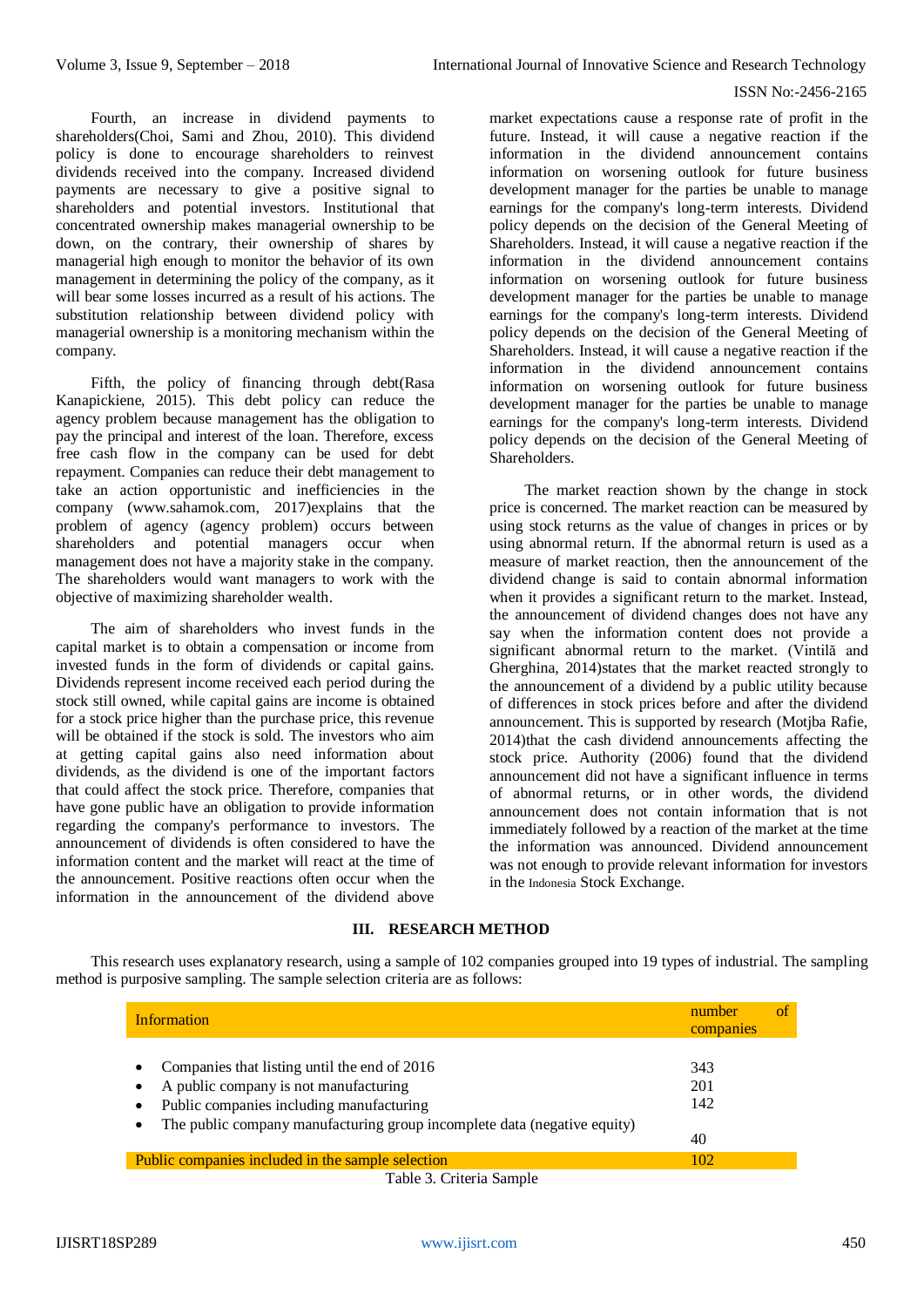Fourth, an increase in dividend payments to shareholders(Choi, Sami and Zhou, 2010). This dividend policy is done to encourage shareholders to reinvest dividends received into the company. Increased dividend payments are necessary to give a positive signal to shareholders and potential investors. Institutional that concentrated ownership makes managerial ownership to be down, on the contrary, their ownership of shares by managerial high enough to monitor the behavior of its own management in determining the policy of the company, as it will bear some losses incurred as a result of his actions. The substitution relationship between dividend policy with managerial ownership is a monitoring mechanism within the company.

Fifth, the policy of financing through debt(Rasa Kanapickiene, 2015). This debt policy can reduce the agency problem because management has the obligation to pay the principal and interest of the loan. Therefore, excess free cash flow in the company can be used for debt repayment. Companies can reduce their debt management to take an action opportunistic and inefficiencies in the company (www.sahamok.com, 2017)explains that the problem of agency (agency problem) occurs between shareholders and potential managers occur when management does not have a majority stake in the company. The shareholders would want managers to work with the objective of maximizing shareholder wealth.

The aim of shareholders who invest funds in the capital market is to obtain a compensation or income from invested funds in the form of dividends or capital gains. Dividends represent income received each period during the stock still owned, while capital gains are income is obtained for a stock price higher than the purchase price, this revenue will be obtained if the stock is sold. The investors who aim at getting capital gains also need information about dividends, as the dividend is one of the important factors that could affect the stock price. Therefore, companies that have gone public have an obligation to provide information regarding the company's performance to investors. The announcement of dividends is often considered to have the information content and the market will react at the time of the announcement. Positive reactions often occur when the information in the announcement of the dividend above market expectations cause a response rate of profit in the future. Instead, it will cause a negative reaction if the information in the dividend announcement contains information on worsening outlook for future business development manager for the parties be unable to manage earnings for the company's long-term interests. Dividend policy depends on the decision of the General Meeting of Shareholders. Instead, it will cause a negative reaction if the information in the dividend announcement contains information on worsening outlook for future business development manager for the parties be unable to manage earnings for the company's long-term interests. Dividend policy depends on the decision of the General Meeting of Shareholders. Instead, it will cause a negative reaction if the information in the dividend announcement contains information on worsening outlook for future business development manager for the parties be unable to manage earnings for the company's long-term interests. Dividend policy depends on the decision of the General Meeting of Shareholders.

The market reaction shown by the change in stock price is concerned. The market reaction can be measured by using stock returns as the value of changes in prices or by using abnormal return. If the abnormal return is used as a measure of market reaction, then the announcement of the dividend change is said to contain abnormal information when it provides a significant return to the market. Instead, the announcement of dividend changes does not have any say when the information content does not provide a significant abnormal return to the market. (Vintilă and Gherghina, 2014)states that the market reacted strongly to the announcement of a dividend by a public utility because of differences in stock prices before and after the dividend announcement. This is supported by research (Motjba Rafie, 2014)that the cash dividend announcements affecting the stock price. Authority (2006) found that the dividend announcement did not have a significant influence in terms of abnormal returns, or in other words, the dividend announcement does not contain information that is not immediately followed by a reaction of the market at the time the information was announced. Dividend announcement was not enough to provide relevant information for investors in the Indonesia Stock Exchange.

## III. RESEARCH METHOD

This research uses explanatory research, using a sample of 102 companies grouped into 19 types of industrial. The sampling method is purposive sampling. The sample selection criteria are as follows:

| Information | number of companies |
|---|---|
| • Companies that listing until the end of 2016 | 343 |
| • A public company is not manufacturing | 201 |
| • Public companies including manufacturing | 142 |
| • The public company manufacturing group incomplete data (negative equity) | 40 |
| Public companies included in the sample selection | 102 |

Table 3. Criteria Sample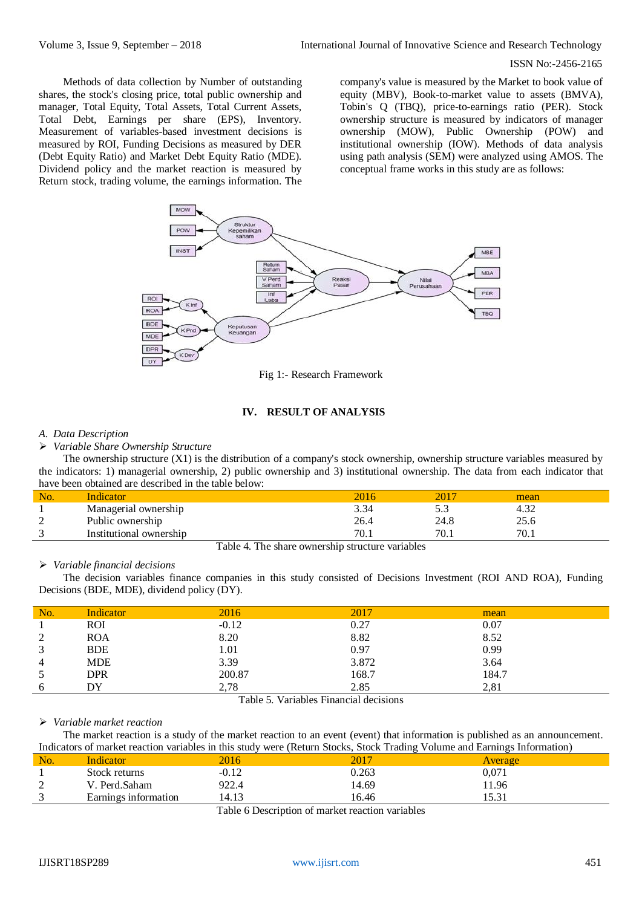Methods of data collection by Number of outstanding shares, the stock's closing price, total public ownership and manager, Total Equity, Total Current Assets, Total Debt, Earnings per share (EPS), Inventory. Measurement of variables-based investment decisions is measured by ROI, Funding Decisions as measured by DER (Debt Equity Ratio) and Market Debt Equity Ratio (MDE). Dividend policy and the market reaction is measured by Return stock, trading volume, the earnings information. The company's value is measured by the Market to book value of equity (MBV), Book-to-market value to assets (BMVA), Tobin's Q (TBQ), price-to-earnings ratio (PER). Stock ownership structure is measured by indicators of manager ownership (MOW), Public Ownership (POW) and institutional ownership (IOW). Methods of data analysis using path analysis (SEM) were analyzed using AMOS. The conceptual frame works in this study are as follows:

Fig 1:- Research Framework

## IV. RESULT OF ANALYSIS

### *A. Data Description*

➢ *Variable Share Ownership Structure*

The ownership structure (X1) is the distribution of a company's stock ownership, ownership structure variables measured by the indicators: 1) managerial ownership, 2) public ownership and 3) institutional ownership. The data from each indicator that have been obtained are described in the table below:

| No. | Indicator | 2016 | 2017 | mean |
|---|---|---|---|---|
| 1 | Managerial ownership | 3.34 | 5.3 | 4.32 |
| 2 | Public ownership | 26.4 | 24.8 | 25.6 |
| 3 | Institutional ownership | 70.1 | 70.1 | 70.1 |

Table 4. The share ownership structure variables

➢ *Variable financial decisions*

The decision variables finance companies in this study consisted of Decisions Investment (ROI AND ROA), Funding Decisions (BDE, MDE), dividend policy (DY).

| No. | Indicator | 2016 | 2017 | mean |
|---|---|---|---|---|
| 1 | ROI | -0.12 | 0.27 | 0.07 |
| 2 | ROA | 8.20 | 8.82 | 8.52 |
| 3 | BDE | 1.01 | 0.97 | 0.99 |
| 4 | MDE | 3.39 | 3.872 | 3.64 |
| 5 | DPR | 200.87 | 168.7 | 184.7 |
| 6 | DY | 2,78 | 2.85 | 2,81 |

Table 5. Variables Financial decisions

➢ *Variable market reaction*

The market reaction is a study of the market reaction to an event (event) that information is published as an announcement. Indicators of market reaction variables in this study were (Return Stocks, Stock Trading Volume and Earnings Information)

| No. | Indicator | 2016 | 2017 | Average |
|---|---|---|---|---|
| 1 | Stock returns | -0.12 | 0.263 | 0,071 |
| 2 | V. Perd.Saham | 922.4 | 14.69 | 11.96 |
| 3 | Earnings information | 14.13 | 16.46 | 15.31 |

Table 6 Description of market reaction variables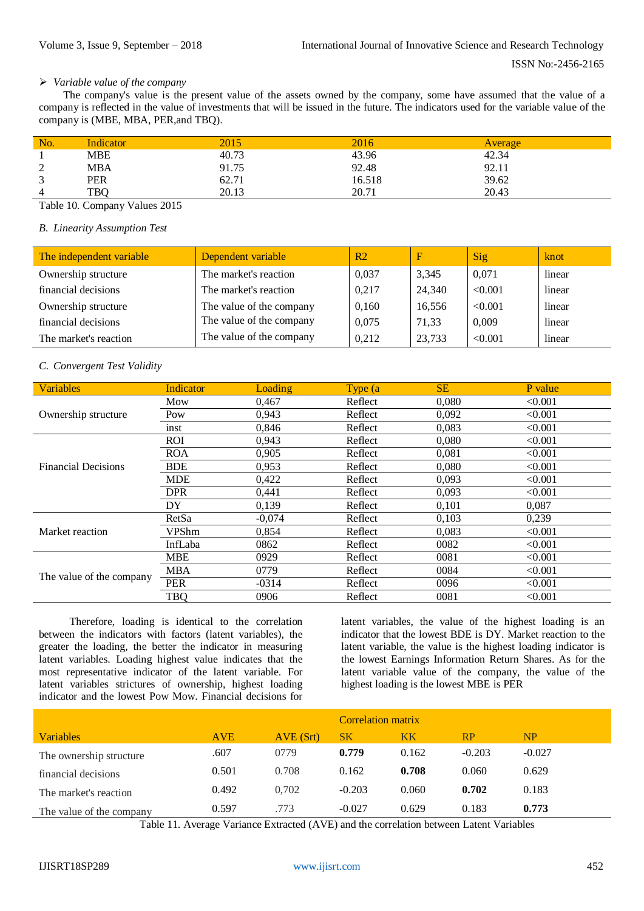- *Variable value of the company*

The company's value is the present value of the assets owned by the company, some have assumed that the value of a company is reflected in the value of investments that will be issued in the future. The indicators used for the variable value of the company is (MBE, MBA, PER,and TBQ).

| No. | Indicator | 2015 | 2016 | Average |
|---|---|---|---|---|
| 1 | MBE | 40.73 | 43.96 | 42.34 |
| 2 | MBA | 91.75 | 92.48 | 92.11 |
| 3 | PER | 62.71 | 16.518 | 39.62 |
| 4 | TBQ | 20.13 | 20.71 | 20.43 |

Table 10. Company Values 2015

### *B. Linearity Assumption Test*

| The independent variable | Dependent variable | R2 | F | Sig | knot |
|---|---|---|---|---|---|
| Ownership structure | The market's reaction | 0,037 | 3,345 | 0,071 | linear |
| financial decisions | The market's reaction | 0,217 | 24,340 | <0.001 | linear |
| Ownership structure | The value of the company | 0,160 | 16,556 | <0.001 | linear |
| financial decisions | The value of the company | 0,075 | 71,33 | 0,009 | linear |
| The market's reaction | The value of the company | 0,212 | 23,733 | <0.001 | linear |

### *C. Convergent Test Validity*

| Variables | Indicator | Loading | Type (a | SE | P value |
|---|---|---|---|---|---|
| Ownership structure | Mow | 0,467 | Reflect | 0,080 | <0.001 |
| | Pow | 0,943 | Reflect | 0,092 | <0.001 |
| | inst | 0,846 | Reflect | 0,083 | <0.001 |
| Financial Decisions | ROI | 0,943 | Reflect | 0,080 | <0.001 |
| | ROA | 0,905 | Reflect | 0,081 | <0.001 |
| | BDE | 0,953 | Reflect | 0,080 | <0.001 |
| | MDE | 0,422 | Reflect | 0,093 | <0.001 |
| | DPR | 0,441 | Reflect | 0,093 | <0.001 |
| | DY | 0,139 | Reflect | 0,101 | 0,087 |
| Market reaction | RetSa | -0,074 | Reflect | 0,103 | 0,239 |
| | VPShm | 0,854 | Reflect | 0,083 | <0.001 |
| | InfLaba | 0862 | Reflect | 0082 | <0.001 |
| The value of the company | MBE | 0929 | Reflect | 0081 | <0.001 |
| | MBA | 0779 | Reflect | 0084 | <0.001 |
| | PER | -0314 | Reflect | 0096 | <0.001 |
| | TBQ | 0906 | Reflect | 0081 | <0.001 |

Therefore, loading is identical to the correlation between the indicators with factors (latent variables), the greater the loading, the better the indicator in measuring latent variables. Loading highest value indicates that the most representative indicator of the latent variable. For latent variables strictures of ownership, highest loading indicator and the lowest Pow Mow. Financial decisions for latent variables, the value of the highest loading is an indicator that the lowest BDE is DY. Market reaction to the latent variable, the value is the highest loading indicator is the lowest Earnings Information Return Shares. As for the latent variable value of the company, the value of the highest loading is the lowest MBE is PER

| | | | Correlation matrix | | | |
|---|---|---|---|---|---|---|
| Variables | AVE | AVE (Srt) | SK | KK | RP | NP |
| The ownership structure | .607 | 0779 | **0.779** | 0.162 | -0.203 | -0.027 |
| financial decisions | 0.501 | 0.708 | 0.162 | **0.708** | 0.060 | 0.629 |
| The market's reaction | 0.492 | 0,702 | -0.203 | 0.060 | **0.702** | 0.183 |
| The value of the company | 0.597 | .773 | -0.027 | 0.629 | 0.183 | **0.773** |

Table 11. Average Variance Extracted (AVE) and the correlation between Latent Variables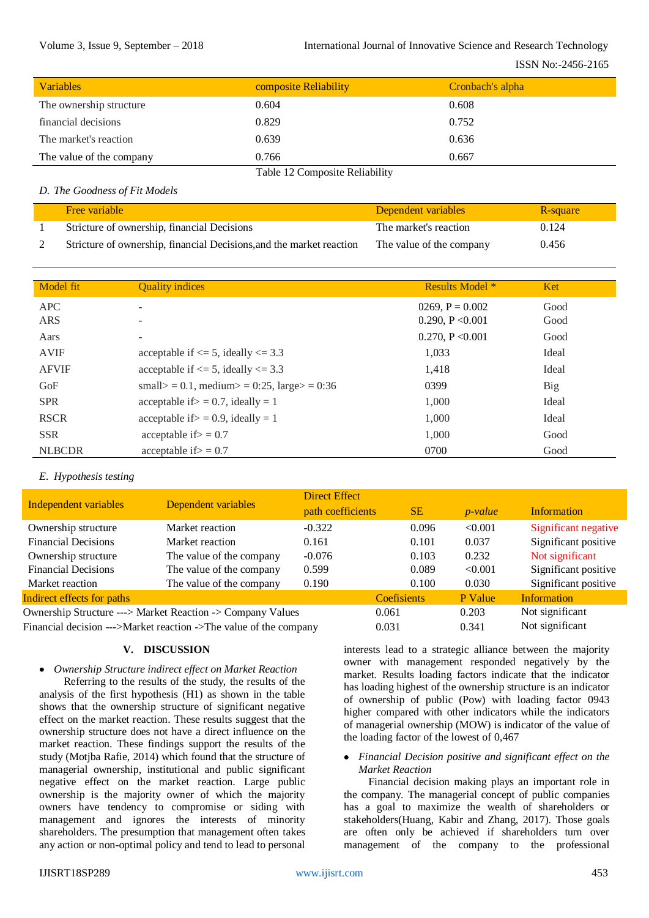| Variables | composite Reliability | Cronbach's alpha |
|---|---|---|
| The ownership structure | 0.604 | 0.608 |
| financial decisions | 0.829 | 0.752 |
| The market's reaction | 0.639 | 0.636 |
| The value of the company | 0.766 | 0.667 |

Table 12 Composite Reliability

### D. The Goodness of Fit Models

| | Free variable | Dependent variables | R-square |
|---|---|---|---|
| 1 | Stricture of ownership, financial Decisions | The market's reaction | 0.124 |
| 2 | Stricture of ownership, financial Decisions,and the market reaction | The value of the company | 0.456 |

| Model fit | Quality indices | Results Model * | Ket |
|---|---|---|---|
| APC | - | 0269, P = 0.002 | Good |
| ARS | - | 0.290, P <0.001 | Good |
| Aars | - | 0.270, P <0.001 | Good |
| AVIF | acceptable if <= 5, ideally <= 3.3 | 1,033 | Ideal |
| AFVIF | acceptable if <= 5, ideally <= 3.3 | 1,418 | Ideal |
| GoF | small> = 0.1, medium> = 0:25, large> = 0:36 | 0399 | Big |
| SPR | acceptable if> = 0.7, ideally = 1 | 1,000 | Ideal |
| RSCR | acceptable if> = 0.9, ideally = 1 | 1,000 | Ideal |
| SSR | acceptable if> = 0.7 | 1,000 | Good |
| NLBCDR | acceptable if> = 0.7 | 0700 | Good |

### E. Hypothesis testing

| Independent variables | Dependent variables | Direct Effect path coefficients | SE | *p-value* | Information |
|---|---|---|---|---|---|
| Ownership structure | Market reaction | -0.322 | 0.096 | <0.001 | Significant negative |
| Financial Decisions | Market reaction | 0.161 | 0.101 | 0.037 | Significant positive |
| Ownership structure | The value of the company | -0.076 | 0.103 | 0.232 | Not significant |
| Financial Decisions | The value of the company | 0.599 | 0.089 | <0.001 | Significant positive |
| Market reaction | The value of the company | 0.190 | 0.100 | 0.030 | Significant positive |
| **Indirect effects for paths** | | | **Coefisients** | **P Value** | **Information** |
| Ownership Structure ---> Market Reaction -> Company Values | | | 0.061 | 0.203 | Not significant |
| Financial decision --->Market reaction ->The value of the company | | | 0.031 | 0.341 | Not significant |

## V. DISCUSSION

- *Ownership Structure indirect effect on Market Reaction*

Referring to the results of the study, the results of the analysis of the first hypothesis (H1) as shown in the table shows that the ownership structure of significant negative effect on the market reaction. These results suggest that the ownership structure does not have a direct influence on the market reaction. These findings support the results of the study (Motjba Rafie, 2014) which found that the structure of managerial ownership, institutional and public significant negative effect on the market reaction. Large public ownership is the majority owner of which the majority owners have tendency to compromise or siding with management and ignores the interests of minority shareholders. The presumption that management often takes any action or non-optimal policy and tend to lead to personal interests lead to a strategic alliance between the majority owner with management responded negatively by the market. Results loading factors indicate that the indicator has loading highest of the ownership structure is an indicator of ownership of public (Pow) with loading factor 0943 higher compared with other indicators while the indicators of managerial ownership (MOW) is indicator of the value of the loading factor of the lowest of 0,467

- *Financial Decision positive and significant effect on the Market Reaction*

Financial decision making plays an important role in the company. The managerial concept of public companies has a goal to maximize the wealth of shareholders or stakeholders(Huang, Kabir and Zhang, 2017). Those goals are often only be achieved if shareholders turn over management of the company to the professional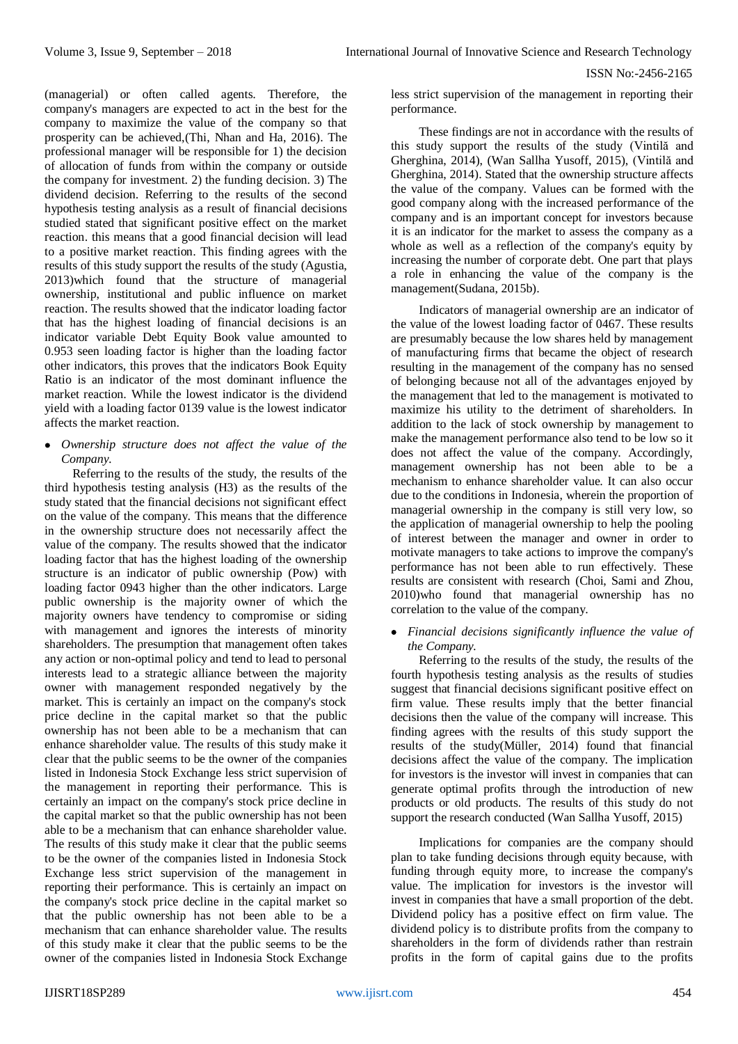(managerial) or often called agents. Therefore, the company's managers are expected to act in the best for the company to maximize the value of the company so that prosperity can be achieved,(Thi, Nhan and Ha, 2016). The professional manager will be responsible for 1) the decision of allocation of funds from within the company or outside the company for investment. 2) the funding decision. 3) The dividend decision. Referring to the results of the second hypothesis testing analysis as a result of financial decisions studied stated that significant positive effect on the market reaction. this means that a good financial decision will lead to a positive market reaction. This finding agrees with the results of this study support the results of the study (Agustia, 2013)which found that the structure of managerial ownership, institutional and public influence on market reaction. The results showed that the indicator loading factor that has the highest loading of financial decisions is an indicator variable Debt Equity Book value amounted to 0.953 seen loading factor is higher than the loading factor other indicators, this proves that the indicators Book Equity Ratio is an indicator of the most dominant influence the market reaction. While the lowest indicator is the dividend yield with a loading factor 0139 value is the lowest indicator affects the market reaction.

- *Ownership structure does not affect the value of the Company.*

Referring to the results of the study, the results of the third hypothesis testing analysis (H3) as the results of the study stated that the financial decisions not significant effect on the value of the company. This means that the difference in the ownership structure does not necessarily affect the value of the company. The results showed that the indicator loading factor that has the highest loading of the ownership structure is an indicator of public ownership (Pow) with loading factor 0943 higher than the other indicators. Large public ownership is the majority owner of which the majority owners have tendency to compromise or siding with management and ignores the interests of minority shareholders. The presumption that management often takes any action or non-optimal policy and tend to lead to personal interests lead to a strategic alliance between the majority owner with management responded negatively by the market. This is certainly an impact on the company's stock price decline in the capital market so that the public ownership has not been able to be a mechanism that can enhance shareholder value. The results of this study make it clear that the public seems to be the owner of the companies listed in Indonesia Stock Exchange less strict supervision of the management in reporting their performance. This is certainly an impact on the company's stock price decline in the capital market so that the public ownership has not been able to be a mechanism that can enhance shareholder value. The results of this study make it clear that the public seems to be the owner of the companies listed in Indonesia Stock Exchange less strict supervision of the management in reporting their performance. This is certainly an impact on the company's stock price decline in the capital market so that the public ownership has not been able to be a mechanism that can enhance shareholder value. The results of this study make it clear that the public seems to be the owner of the companies listed in Indonesia Stock Exchange less strict supervision of the management in reporting their performance.

These findings are not in accordance with the results of this study support the results of the study (Vintilă and Gherghina, 2014), (Wan Sallha Yusoff, 2015), (Vintilă and Gherghina, 2014). Stated that the ownership structure affects the value of the company. Values can be formed with the good company along with the increased performance of the company and is an important concept for investors because it is an indicator for the market to assess the company as a whole as well as a reflection of the company's equity by increasing the number of corporate debt. One part that plays a role in enhancing the value of the company is the management(Sudana, 2015b).

Indicators of managerial ownership are an indicator of the value of the lowest loading factor of 0467. These results are presumably because the low shares held by management of manufacturing firms that became the object of research resulting in the management of the company has no sensed of belonging because not all of the advantages enjoyed by the management that led to the management is motivated to maximize his utility to the detriment of shareholders. In addition to the lack of stock ownership by management to make the management performance also tend to be low so it does not affect the value of the company. Accordingly, management ownership has not been able to be a mechanism to enhance shareholder value. It can also occur due to the conditions in Indonesia, wherein the proportion of managerial ownership in the company is still very low, so the application of managerial ownership to help the pooling of interest between the manager and owner in order to motivate managers to take actions to improve the company's performance has not been able to run effectively. These results are consistent with research (Choi, Sami and Zhou, 2010)who found that managerial ownership has no correlation to the value of the company.

- *Financial decisions significantly influence the value of the Company.*

Referring to the results of the study, the results of the fourth hypothesis testing analysis as the results of studies suggest that financial decisions significant positive effect on firm value. These results imply that the better financial decisions then the value of the company will increase. This finding agrees with the results of this study support the results of the study(Müller, 2014) found that financial decisions affect the value of the company. The implication for investors is the investor will invest in companies that can generate optimal profits through the introduction of new products or old products. The results of this study do not support the research conducted (Wan Sallha Yusoff, 2015)

Implications for companies are the company should plan to take funding decisions through equity because, with funding through equity more, to increase the company's value. The implication for investors is the investor will invest in companies that have a small proportion of the debt. Dividend policy has a positive effect on firm value. The dividend policy is to distribute profits from the company to shareholders in the form of dividends rather than restrain profits in the form of capital gains due to the profits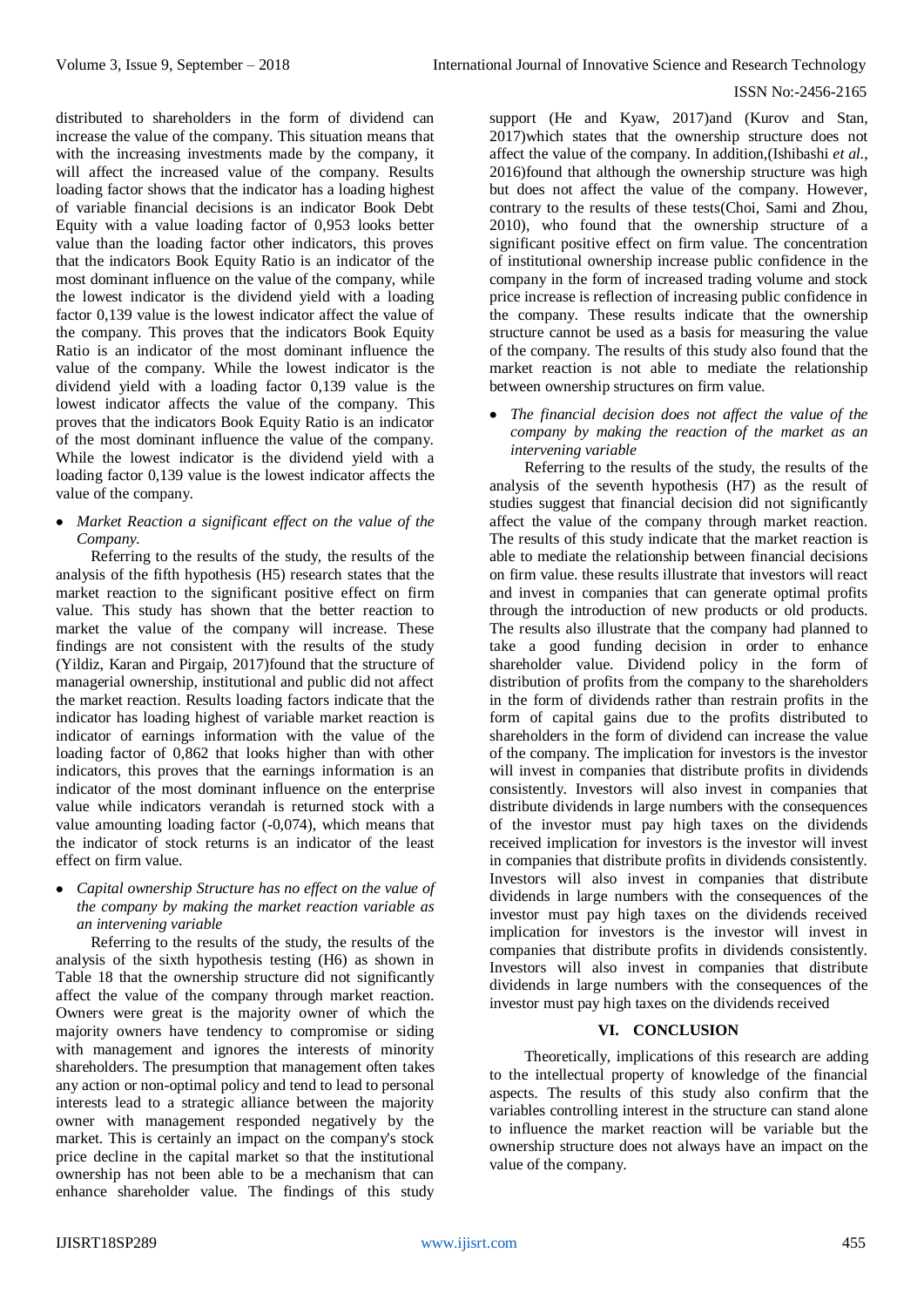distributed to shareholders in the form of dividend can increase the value of the company. This situation means that with the increasing investments made by the company, it will affect the increased value of the company. Results loading factor shows that the indicator has a loading highest of variable financial decisions is an indicator Book Debt Equity with a value loading factor of 0,953 looks better value than the loading factor other indicators, this proves that the indicators Book Equity Ratio is an indicator of the most dominant influence on the value of the company, while the lowest indicator is the dividend yield with a loading factor 0,139 value is the lowest indicator affect the value of the company. This proves that the indicators Book Equity Ratio is an indicator of the most dominant influence the value of the company. While the lowest indicator is the dividend yield with a loading factor 0,139 value is the lowest indicator affects the value of the company. This proves that the indicators Book Equity Ratio is an indicator of the most dominant influence the value of the company. While the lowest indicator is the dividend yield with a loading factor 0,139 value is the lowest indicator affects the value of the company.

- *Market Reaction a significant effect on the value of the Company.*

Referring to the results of the study, the results of the analysis of the fifth hypothesis (H5) research states that the market reaction to the significant positive effect on firm value. This study has shown that the better reaction to market the value of the company will increase. These findings are not consistent with the results of the study (Yildiz, Karan and Pirgaip, 2017)found that the structure of managerial ownership, institutional and public did not affect the market reaction. Results loading factors indicate that the indicator has loading highest of variable market reaction is indicator of earnings information with the value of the loading factor of 0,862 that looks higher than with other indicators, this proves that the earnings information is an indicator of the most dominant influence on the enterprise value while indicators verandah is returned stock with a value amounting loading factor (-0,074), which means that the indicator of stock returns is an indicator of the least effect on firm value.

- *Capital ownership Structure has no effect on the value of the company by making the market reaction variable as an intervening variable*

Referring to the results of the study, the results of the analysis of the sixth hypothesis testing (H6) as shown in Table 18 that the ownership structure did not significantly affect the value of the company through market reaction. Owners were great is the majority owner of which the majority owners have tendency to compromise or siding with management and ignores the interests of minority shareholders. The presumption that management often takes any action or non-optimal policy and tend to lead to personal interests lead to a strategic alliance between the majority owner with management responded negatively by the market. This is certainly an impact on the company's stock price decline in the capital market so that the institutional ownership has not been able to be a mechanism that can enhance shareholder value. The findings of this study support (He and Kyaw, 2017)and (Kurov and Stan, 2017)which states that the ownership structure does not affect the value of the company. In addition,(Ishibashi *et al.*, 2016)found that although the ownership structure was high but does not affect the value of the company. However, contrary to the results of these tests(Choi, Sami and Zhou, 2010), who found that the ownership structure of a significant positive effect on firm value. The concentration of institutional ownership increase public confidence in the company in the form of increased trading volume and stock price increase is reflection of increasing public confidence in the company. These results indicate that the ownership structure cannot be used as a basis for measuring the value of the company. The results of this study also found that the market reaction is not able to mediate the relationship between ownership structures on firm value.

- *The financial decision does not affect the value of the company by making the reaction of the market as an intervening variable*

Referring to the results of the study, the results of the analysis of the seventh hypothesis (H7) as the result of studies suggest that financial decision did not significantly affect the value of the company through market reaction. The results of this study indicate that the market reaction is able to mediate the relationship between financial decisions on firm value. these results illustrate that investors will react and invest in companies that can generate optimal profits through the introduction of new products or old products. The results also illustrate that the company had planned to take a good funding decision in order to enhance shareholder value. Dividend policy in the form of distribution of profits from the company to the shareholders in the form of dividends rather than restrain profits in the form of capital gains due to the profits distributed to shareholders in the form of dividend can increase the value of the company. The implication for investors is the investor will invest in companies that distribute profits in dividends consistently. Investors will also invest in companies that distribute dividends in large numbers with the consequences of the investor must pay high taxes on the dividends received implication for investors is the investor will invest in companies that distribute profits in dividends consistently. Investors will also invest in companies that distribute dividends in large numbers with the consequences of the investor must pay high taxes on the dividends received implication for investors is the investor will invest in companies that distribute profits in dividends consistently. Investors will also invest in companies that distribute dividends in large numbers with the consequences of the investor must pay high taxes on the dividends received

## VI. CONCLUSION

Theoretically, implications of this research are adding to the intellectual property of knowledge of the financial aspects. The results of this study also confirm that the variables controlling interest in the structure can stand alone to influence the market reaction will be variable but the ownership structure does not always have an impact on the value of the company.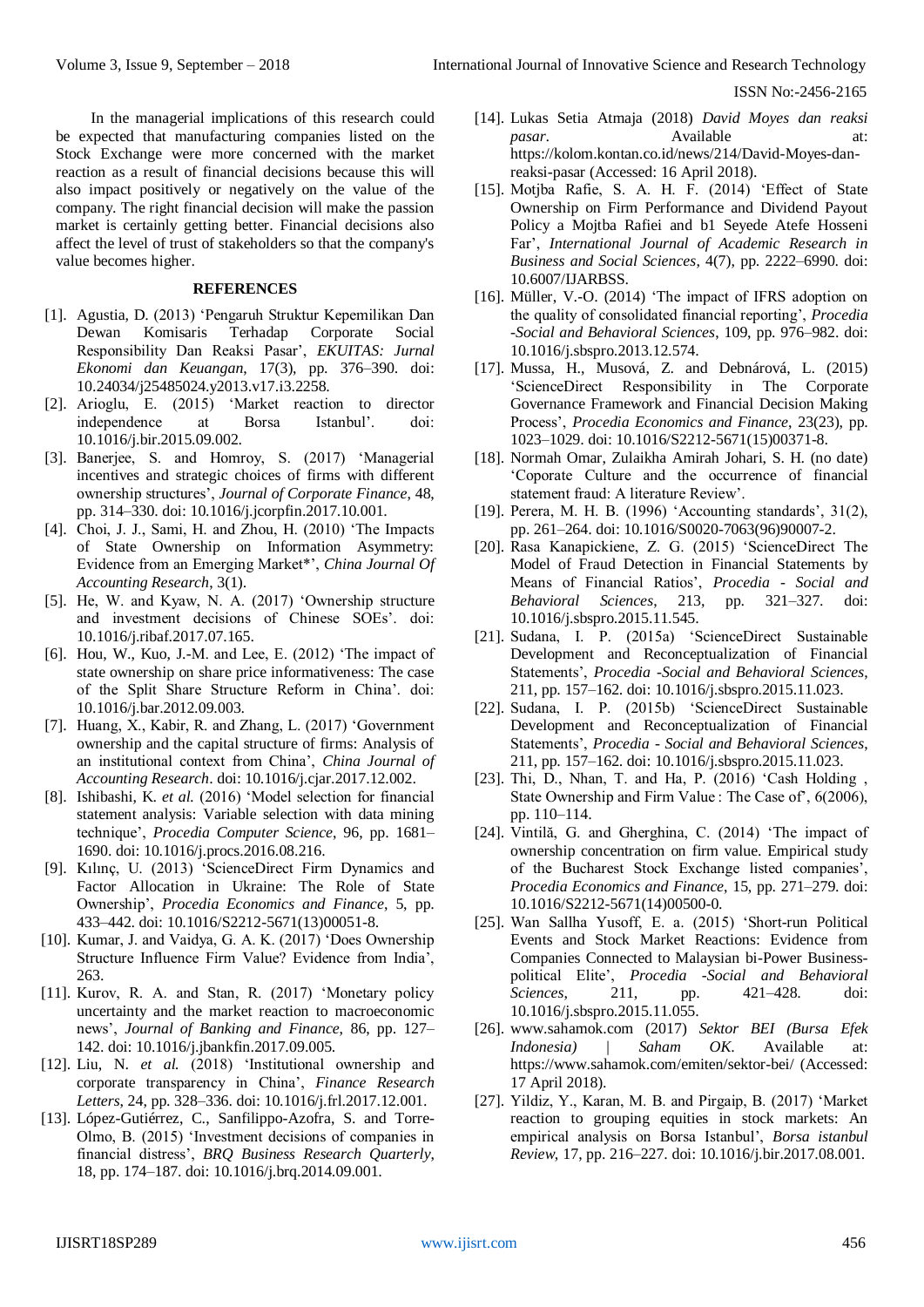In the managerial implications of this research could be expected that manufacturing companies listed on the Stock Exchange were more concerned with the market reaction as a result of financial decisions because this will also impact positively or negatively on the value of the company. The right financial decision will make the passion market is certainly getting better. Financial decisions also affect the level of trust of stakeholders so that the company's value becomes higher.

## REFERENCES

[1]. Agustia, D. (2013) 'Pengaruh Struktur Kepemilikan Dan Dewan Komisaris Terhadap Corporate Social Responsibility Dan Reaksi Pasar', *EKUITAS: Jurnal Ekonomi dan Keuangan*, 17(3), pp. 376–390. doi: 10.24034/j25485024.y2013.v17.i3.2258.

[2]. Arioglu, E. (2015) 'Market reaction to director independence at Borsa Istanbul'. doi: 10.1016/j.bir.2015.09.002.

[3]. Banerjee, S. and Homroy, S. (2017) 'Managerial incentives and strategic choices of firms with different ownership structures', *Journal of Corporate Finance*, 48, pp. 314–330. doi: 10.1016/j.jcorpfin.2017.10.001.

[4]. Choi, J. J., Sami, H. and Zhou, H. (2010) 'The Impacts of State Ownership on Information Asymmetry: Evidence from an Emerging Market*', *China Journal Of Accounting Research*, 3(1).

[5]. He, W. and Kyaw, N. A. (2017) 'Ownership structure and investment decisions of Chinese SOEs'. doi: 10.1016/j.ribaf.2017.07.165.

[6]. Hou, W., Kuo, J.-M. and Lee, E. (2012) 'The impact of state ownership on share price informativeness: The case of the Split Share Structure Reform in China'. doi: 10.1016/j.bar.2012.09.003.

[7]. Huang, X., Kabir, R. and Zhang, L. (2017) 'Government ownership and the capital structure of firms: Analysis of an institutional context from China', *China Journal of Accounting Research*. doi: 10.1016/j.cjar.2017.12.002.

[8]. Ishibashi, K. *et al.* (2016) 'Model selection for financial statement analysis: Variable selection with data mining technique', *Procedia Computer Science*, 96, pp. 1681–1690. doi: 10.1016/j.procs.2016.08.216.

[9]. Kılınç, U. (2013) 'ScienceDirect Firm Dynamics and Factor Allocation in Ukraine: The Role of State Ownership', *Procedia Economics and Finance*, 5, pp. 433–442. doi: 10.1016/S2212-5671(13)00051-8.

[10]. Kumar, J. and Vaidya, G. A. K. (2017) 'Does Ownership Structure Influence Firm Value? Evidence from India', 263.

[11]. Kurov, R. A. and Stan, R. (2017) 'Monetary policy uncertainty and the market reaction to macroeconomic news', *Journal of Banking and Finance*, 86, pp. 127–142. doi: 10.1016/j.jbankfin.2017.09.005.

[12]. Liu, N. *et al.* (2018) 'Institutional ownership and corporate transparency in China', *Finance Research Letters*, 24, pp. 328–336. doi: 10.1016/j.frl.2017.12.001.

[13]. López-Gutiérrez, C., Sanfilippo-Azofra, S. and Torre-Olmo, B. (2015) 'Investment decisions of companies in financial distress', *BRQ Business Research Quarterly*, 18, pp. 174–187. doi: 10.1016/j.brq.2014.09.001.

[14]. Lukas Setia Atmaja (2018) *David Moyes dan reaksi pasar*. Available at: https://kolom.kontan.co.id/news/214/David-Moyes-dan-reaksi-pasar (Accessed: 16 April 2018).

[15]. Motjba Rafie, S. A. H. F. (2014) 'Effect of State Ownership on Firm Performance and Dividend Payout Policy a Mojtba Rafiei and b1 Seyede Atefe Hosseni Far', *International Journal of Academic Research in Business and Social Sciences*, 4(7), pp. 2222–6990. doi: 10.6007/IJARBSS.

[16]. Müller, V.-O. (2014) 'The impact of IFRS adoption on the quality of consolidated financial reporting', *Procedia -Social and Behavioral Sciences*, 109, pp. 976–982. doi: 10.1016/j.sbspro.2013.12.574.

[17]. Mussa, H., Musová, Z. and Debnárová, L. (2015) 'ScienceDirect Responsibility in The Corporate Governance Framework and Financial Decision Making Process', *Procedia Economics and Finance*, 23(23), pp. 1023–1029. doi: 10.1016/S2212-5671(15)00371-8.

[18]. Normah Omar, Zulaikha Amirah Johari, S. H. (no date) 'Coporate Culture and the occurrence of financial statement fraud: A literature Review'.

[19]. Perera, M. H. B. (1996) 'Accounting standards', 31(2), pp. 261–264. doi: 10.1016/S0020-7063(96)90007-2.

[20]. Rasa Kanapickiene, Z. G. (2015) 'ScienceDirect The Model of Fraud Detection in Financial Statements by Means of Financial Ratios', *Procedia - Social and Behavioral Sciences*, 213, pp. 321–327. doi: 10.1016/j.sbspro.2015.11.545.

[21]. Sudana, I. P. (2015a) 'ScienceDirect Sustainable Development and Reconceptualization of Financial Statements', *Procedia -Social and Behavioral Sciences*, 211, pp. 157–162. doi: 10.1016/j.sbspro.2015.11.023.

[22]. Sudana, I. P. (2015b) 'ScienceDirect Sustainable Development and Reconceptualization of Financial Statements', *Procedia - Social and Behavioral Sciences*, 211, pp. 157–162. doi: 10.1016/j.sbspro.2015.11.023.

[23]. Thi, D., Nhan, T. and Ha, P. (2016) 'Cash Holding , State Ownership and Firm Value : The Case of', 6(2006), pp. 110–114.

[24]. Vintilă, G. and Gherghina, C. (2014) 'The impact of ownership concentration on firm value. Empirical study of the Bucharest Stock Exchange listed companies', *Procedia Economics and Finance*, 15, pp. 271–279. doi: 10.1016/S2212-5671(14)00500-0.

[25]. Wan Sallha Yusoff, E. a. (2015) 'Short-run Political Events and Stock Market Reactions: Evidence from Companies Connected to Malaysian bi-Power Business-political Elite', *Procedia -Social and Behavioral Sciences*, 211, pp. 421–428. doi: 10.1016/j.sbspro.2015.11.055.

[26]. www.sahamok.com (2017) *Sektor BEI (Bursa Efek Indonesia) | Saham OK*. Available at: https://www.sahamok.com/emiten/sektor-bei/ (Accessed: 17 April 2018).

[27]. Yildiz, Y., Karan, M. B. and Pirgaip, B. (2017) 'Market reaction to grouping equities in stock markets: An empirical analysis on Borsa Istanbul', *Borsa istanbul Review*, 17, pp. 216–227. doi: 10.1016/j.bir.2017.08.001.